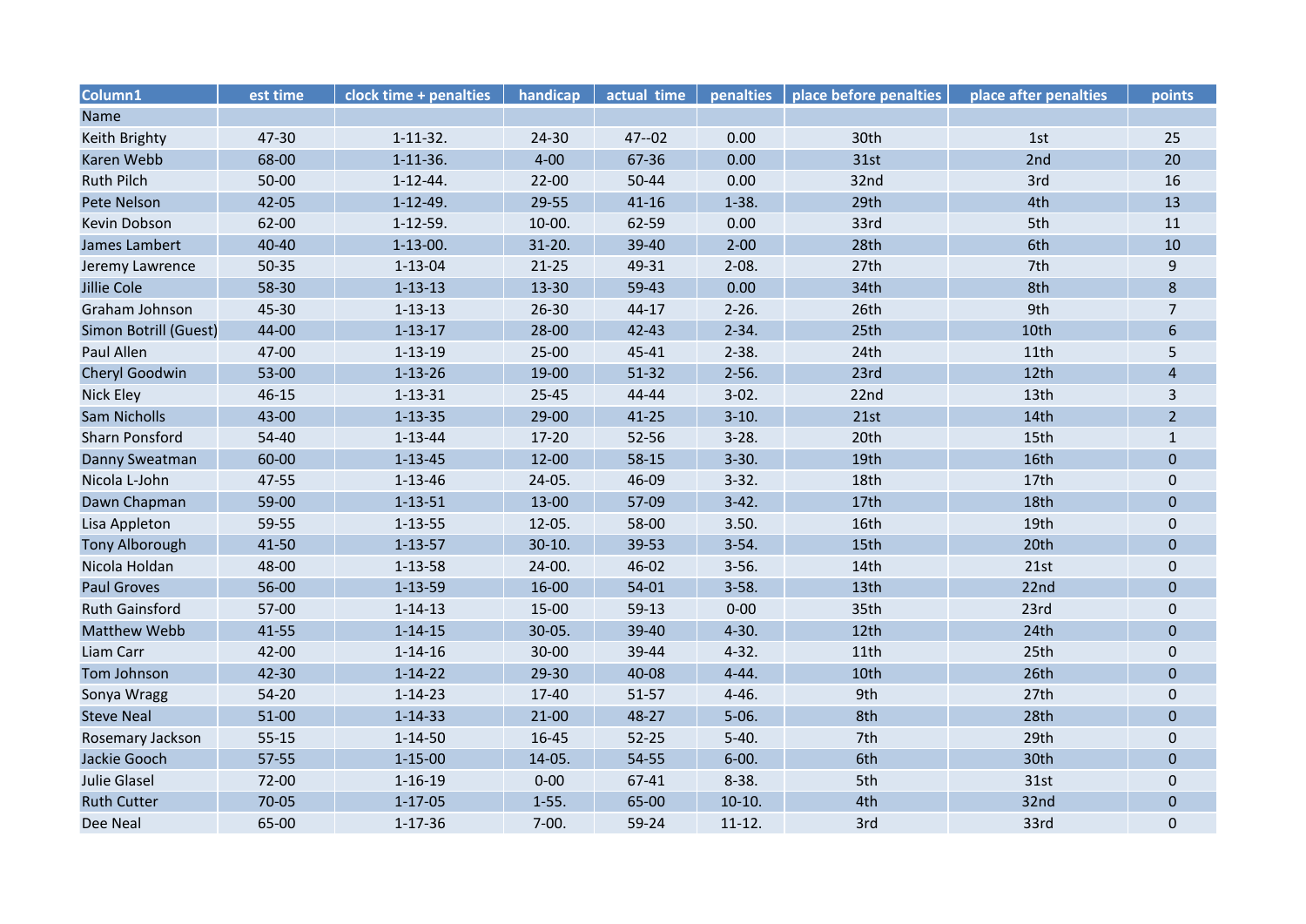| Column1 | est time | clock time + penalties | handicap | actual time | penalties | place before penalties | place after penalties | points |
|---|---|---|---|---|---|---|---|---|
| Name | | | | | | | | |
| Keith Brighty | 47-30 | 1-11-32. | 24-30 | 47--02 | 0.00 | 30th | 1st | 25 |
| Karen Webb | 68-00 | 1-11-36. | 4-00 | 67-36 | 0.00 | 31st | 2nd | 20 |
| Ruth Pilch | 50-00 | 1-12-44. | 22-00 | 50-44 | 0.00 | 32nd | 3rd | 16 |
| Pete Nelson | 42-05 | 1-12-49. | 29-55 | 41-16 | 1-38. | 29th | 4th | 13 |
| Kevin Dobson | 62-00 | 1-12-59. | 10-00. | 62-59 | 0.00 | 33rd | 5th | 11 |
| James Lambert | 40-40 | 1-13-00. | 31-20. | 39-40 | 2-00 | 28th | 6th | 10 |
| Jeremy Lawrence | 50-35 | 1-13-04 | 21-25 | 49-31 | 2-08. | 27th | 7th | 9 |
| Jillie Cole | 58-30 | 1-13-13 | 13-30 | 59-43 | 0.00 | 34th | 8th | 8 |
| Graham Johnson | 45-30 | 1-13-13 | 26-30 | 44-17 | 2-26. | 26th | 9th | 7 |
| Simon Botrill (Guest) | 44-00 | 1-13-17 | 28-00 | 42-43 | 2-34. | 25th | 10th | 6 |
| Paul Allen | 47-00 | 1-13-19 | 25-00 | 45-41 | 2-38. | 24th | 11th | 5 |
| Cheryl Goodwin | 53-00 | 1-13-26 | 19-00 | 51-32 | 2-56. | 23rd | 12th | 4 |
| Nick Eley | 46-15 | 1-13-31 | 25-45 | 44-44 | 3-02. | 22nd | 13th | 3 |
| Sam Nicholls | 43-00 | 1-13-35 | 29-00 | 41-25 | 3-10. | 21st | 14th | 2 |
| Sharn Ponsford | 54-40 | 1-13-44 | 17-20 | 52-56 | 3-28. | 20th | 15th | 1 |
| Danny Sweatman | 60-00 | 1-13-45 | 12-00 | 58-15 | 3-30. | 19th | 16th | 0 |
| Nicola L-John | 47-55 | 1-13-46 | 24-05. | 46-09 | 3-32. | 18th | 17th | 0 |
| Dawn Chapman | 59-00 | 1-13-51 | 13-00 | 57-09 | 3-42. | 17th | 18th | 0 |
| Lisa Appleton | 59-55 | 1-13-55 | 12-05. | 58-00 | 3.50. | 16th | 19th | 0 |
| Tony Alborough | 41-50 | 1-13-57 | 30-10. | 39-53 | 3-54. | 15th | 20th | 0 |
| Nicola Holdan | 48-00 | 1-13-58 | 24-00. | 46-02 | 3-56. | 14th | 21st | 0 |
| Paul Groves | 56-00 | 1-13-59 | 16-00 | 54-01 | 3-58. | 13th | 22nd | 0 |
| Ruth Gainsford | 57-00 | 1-14-13 | 15-00 | 59-13 | 0-00 | 35th | 23rd | 0 |
| Matthew Webb | 41-55 | 1-14-15 | 30-05. | 39-40 | 4-30. | 12th | 24th | 0 |
| Liam Carr | 42-00 | 1-14-16 | 30-00 | 39-44 | 4-32. | 11th | 25th | 0 |
| Tom Johnson | 42-30 | 1-14-22 | 29-30 | 40-08 | 4-44. | 10th | 26th | 0 |
| Sonya Wragg | 54-20 | 1-14-23 | 17-40 | 51-57 | 4-46. | 9th | 27th | 0 |
| Steve Neal | 51-00 | 1-14-33 | 21-00 | 48-27 | 5-06. | 8th | 28th | 0 |
| Rosemary Jackson | 55-15 | 1-14-50 | 16-45 | 52-25 | 5-40. | 7th | 29th | 0 |
| Jackie Gooch | 57-55 | 1-15-00 | 14-05. | 54-55 | 6-00. | 6th | 30th | 0 |
| Julie Glasel | 72-00 | 1-16-19 | 0-00 | 67-41 | 8-38. | 5th | 31st | 0 |
| Ruth Cutter | 70-05 | 1-17-05 | 1-55. | 65-00 | 10-10. | 4th | 32nd | 0 |
| Dee Neal | 65-00 | 1-17-36 | 7-00. | 59-24 | 11-12. | 3rd | 33rd | 0 |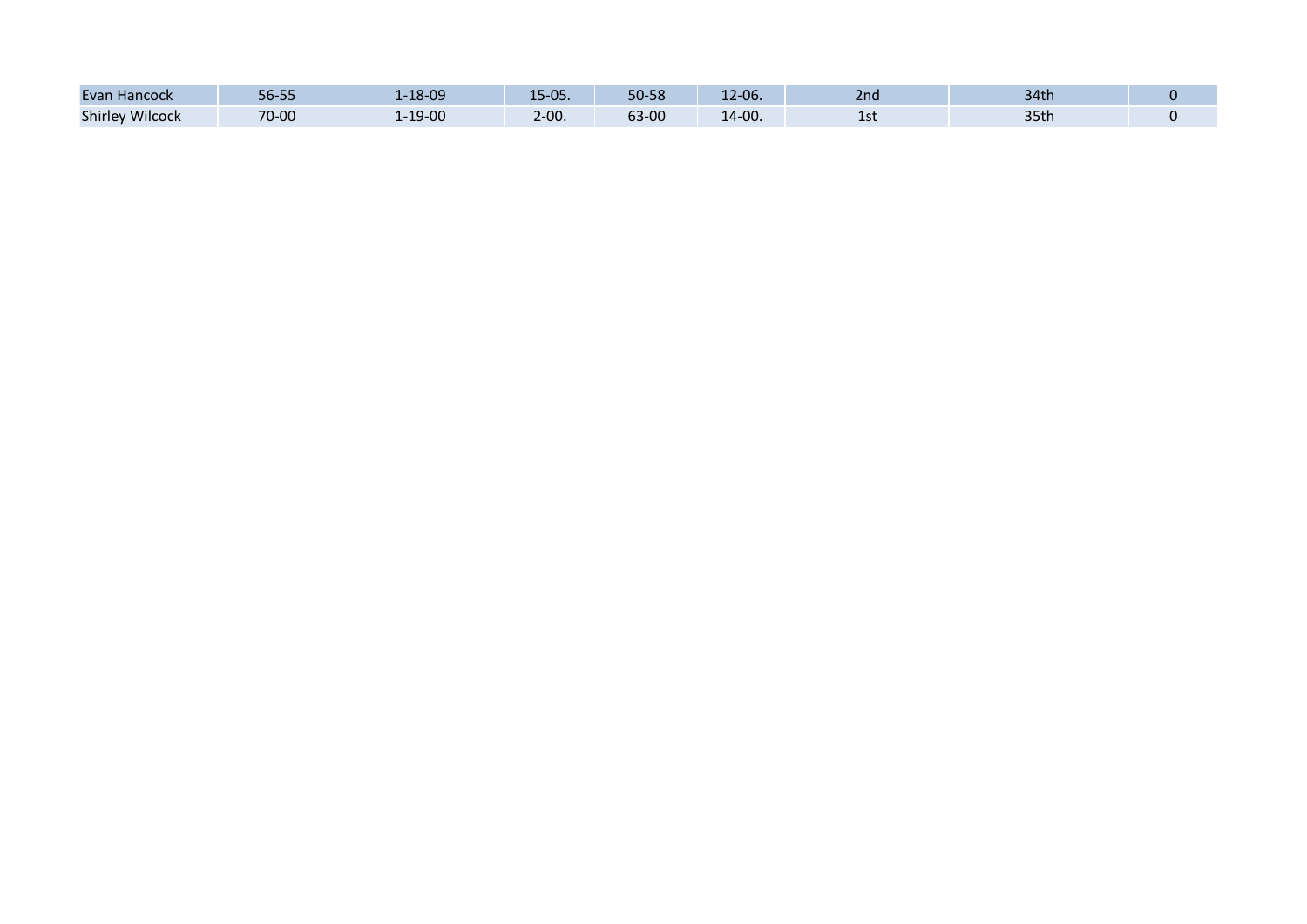| | | | | | | | | |
|---|---|---|---|---|---|---|---|---|
| Evan Hancock | 56-55 | 1-18-09 | 15-05. | 50-58 | 12-06. | 2nd | 34th | 0 |
| Shirley Wilcock | 70-00 | 1-19-00 | 2-00. | 63-00 | 14-00. | 1st | 35th | 0 |